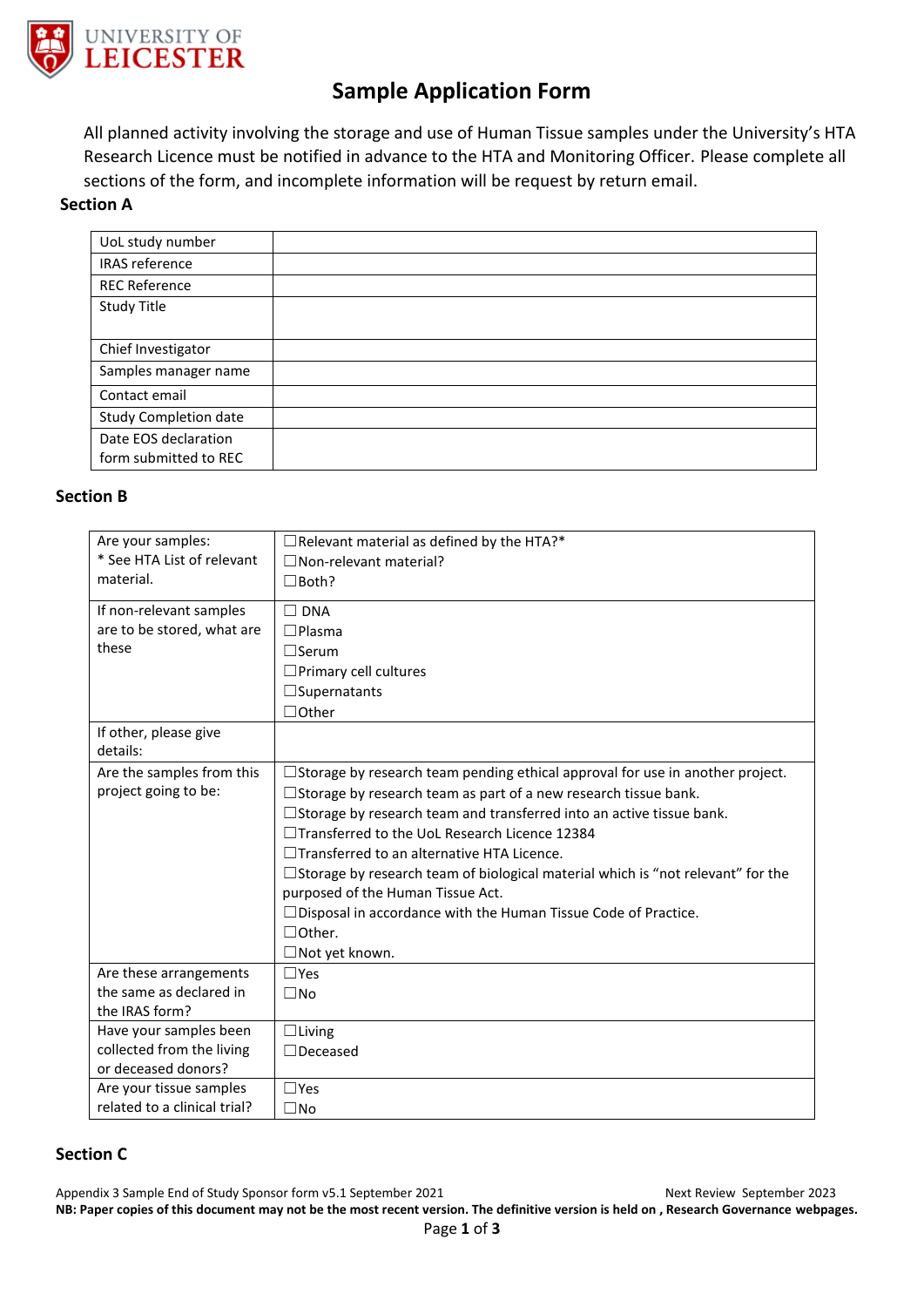UNIVERSITY OF LEICESTER

# Sample Application Form

All planned activity involving the storage and use of Human Tissue samples under the University's HTA Research Licence must be notified in advance to the HTA and Monitoring Officer. Please complete all sections of the form, and incomplete information will be request by return email.

## Section A

| | |
|---|---|
| UoL study number | |
| IRAS reference | |
| REC Reference | |
| Study Title | |
| Chief Investigator | |
| Samples manager name | |
| Contact email | |
| Study Completion date | |
| Date EOS declaration form submitted to REC | |

## Section B

| | |
|---|---|
| Are your samples:<br>* See HTA List of relevant material. | ☐Relevant material as defined by the HTA?*<br>☐Non-relevant material?<br>☐Both? |
| If non-relevant samples are to be stored, what are these | ☐ DNA<br>☐Plasma<br>☐Serum<br>☐Primary cell cultures<br>☐Supernatants<br>☐Other |
| If other, please give details: | |
| Are the samples from this project going to be: | ☐Storage by research team pending ethical approval for use in another project.<br>☐Storage by research team as part of a new research tissue bank.<br>☐Storage by research team and transferred into an active tissue bank.<br>☐Transferred to the UoL Research Licence 12384<br>☐Transferred to an alternative HTA Licence.<br>☐Storage by research team of biological material which is "not relevant" for the purposed of the Human Tissue Act.<br>☐Disposal in accordance with the Human Tissue Code of Practice.<br>☐Other.<br>☐Not yet known. |
| Are these arrangements the same as declared in the IRAS form? | ☐Yes<br>☐No |
| Have your samples been collected from the living or deceased donors? | ☐Living<br>☐Deceased |
| Are your tissue samples related to a clinical trial? | ☐Yes<br>☐No |

## Section C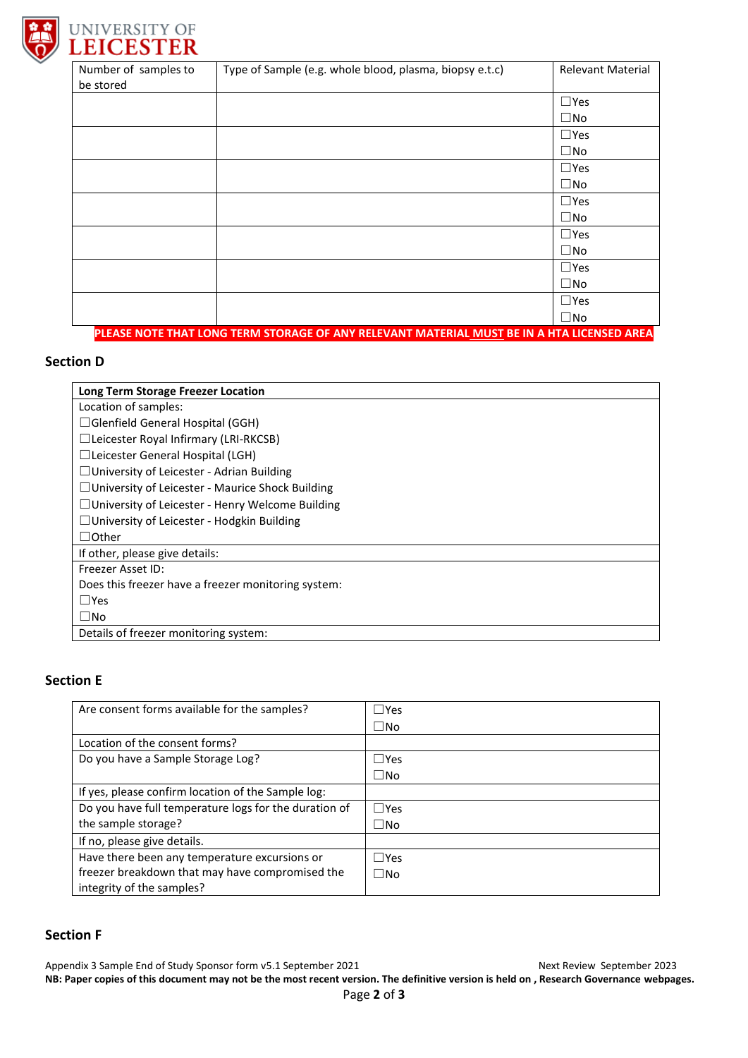| Number of samples to be stored | Type of Sample (e.g. whole blood, plasma, biopsy e.t.c) | Relevant Material |
|---|---|---|
| | | ☐Yes ☐No |
| | | ☐Yes ☐No |
| | | ☐Yes ☐No |
| | | ☐Yes ☐No |
| | | ☐Yes ☐No |
| | | ☐Yes ☐No |
| | | ☐Yes ☐No |

**PLEASE NOTE THAT LONG TERM STORAGE OF ANY RELEVANT MATERIAL MUST BE IN A HTA LICENSED AREA**

## Section D

| Long Term Storage Freezer Location |
|---|
| Location of samples:<br>☐Glenfield General Hospital (GGH)<br>☐Leicester Royal Infirmary (LRI-RKCSB)<br>☐Leicester General Hospital (LGH)<br>☐University of Leicester - Adrian Building<br>☐University of Leicester - Maurice Shock Building<br>☐University of Leicester - Henry Welcome Building<br>☐University of Leicester - Hodgkin Building<br>☐Other |
| If other, please give details: |
| Freezer Asset ID:<br>Does this freezer have a freezer monitoring system:<br>☐Yes<br>☐No |
| Details of freezer monitoring system: |

## Section E

| | |
|---|---|
| Are consent forms available for the samples? | ☐Yes ☐No |
| Location of the consent forms? | |
| Do you have a Sample Storage Log? | ☐Yes ☐No |
| If yes, please confirm location of the Sample log: | |
| Do you have full temperature logs for the duration of the sample storage? | ☐Yes ☐No |
| If no, please give details. | |
| Have there been any temperature excursions or freezer breakdown that may have compromised the integrity of the samples? | ☐Yes ☐No |

## Section F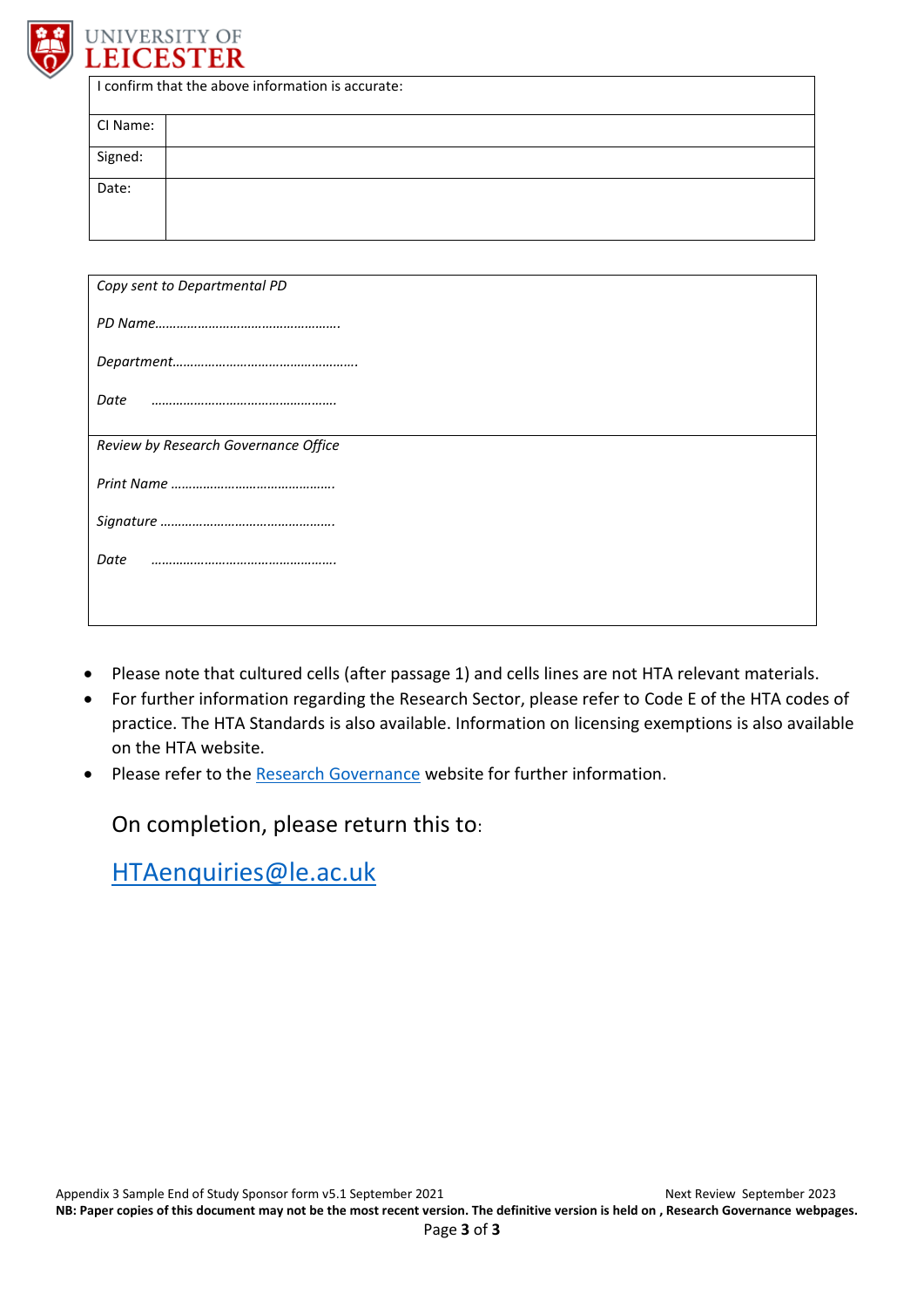| I confirm that the above information is accurate: | |
| --- | --- |
| CI Name: | |
| Signed: | |
| Date: | |

| |
| --- |
| *Copy sent to Departmental PD*<br><br>*PD Name…………………………………………….*<br><br>*Department…………………………………………….*<br><br>*Date ……………………………………………* |
| *Review by Research Governance Office*<br><br>*Print Name ……………………………………….*<br><br>*Signature ………………………………………….*<br><br>*Date ……………………………………………* |

- Please note that cultured cells (after passage 1) and cells lines are not HTA relevant materials.
- For further information regarding the Research Sector, please refer to Code E of the HTA codes of practice. The HTA Standards is also available. Information on licensing exemptions is also available on the HTA website.
- Please refer to the Research Governance website for further information.

On completion, please return this to:

HTAenquiries@le.ac.uk

Appendix 3 Sample End of Study Sponsor form v5.1 September 2021 Next Review September 2023

**NB: Paper copies of this document may not be the most recent version. The definitive version is held on , Research Governance webpages.**